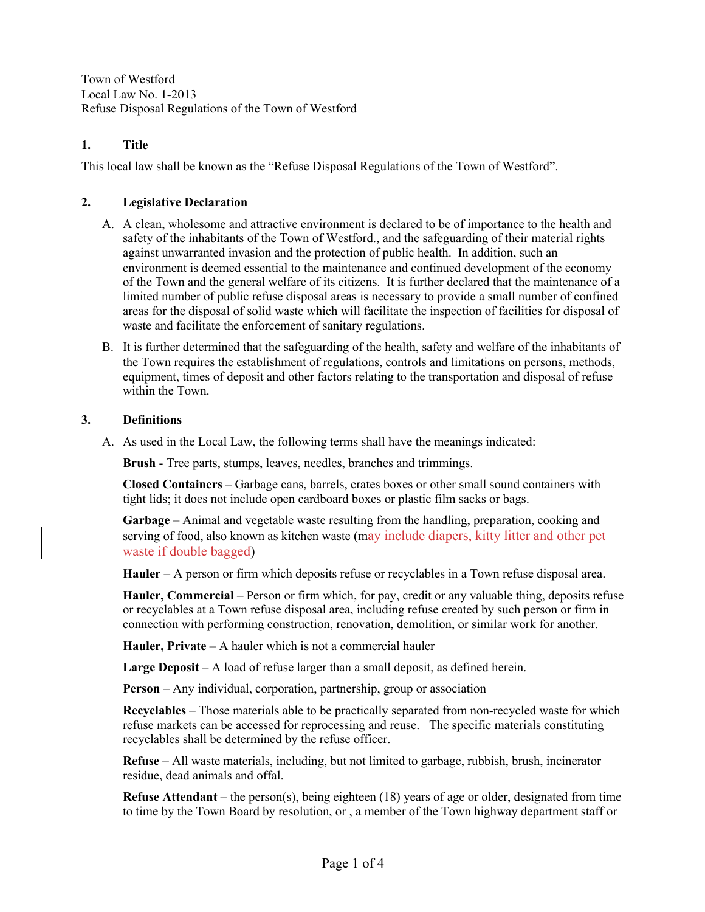Town of Westford
Local Law No. 1-2013
Refuse Disposal Regulations of the Town of Westford

## 1. Title

This local law shall be known as the "Refuse Disposal Regulations of the Town of Westford".

## 2. Legislative Declaration

A. A clean, wholesome and attractive environment is declared to be of importance to the health and safety of the inhabitants of the Town of Westford., and the safeguarding of their material rights against unwarranted invasion and the protection of public health. In addition, such an environment is deemed essential to the maintenance and continued development of the economy of the Town and the general welfare of its citizens. It is further declared that the maintenance of a limited number of public refuse disposal areas is necessary to provide a small number of confined areas for the disposal of solid waste which will facilitate the inspection of facilities for disposal of waste and facilitate the enforcement of sanitary regulations.

B. It is further determined that the safeguarding of the health, safety and welfare of the inhabitants of the Town requires the establishment of regulations, controls and limitations on persons, methods, equipment, times of deposit and other factors relating to the transportation and disposal of refuse within the Town.

## 3. Definitions

A. As used in the Local Law, the following terms shall have the meanings indicated:

**Brush** - Tree parts, stumps, leaves, needles, branches and trimmings.

**Closed Containers** – Garbage cans, barrels, crates boxes or other small sound containers with tight lids; it does not include open cardboard boxes or plastic film sacks or bags.

**Garbage** – Animal and vegetable waste resulting from the handling, preparation, cooking and serving of food, also known as kitchen waste (may include diapers, kitty litter and other pet waste if double bagged)

**Hauler** – A person or firm which deposits refuse or recyclables in a Town refuse disposal area.

**Hauler, Commercial** – Person or firm which, for pay, credit or any valuable thing, deposits refuse or recyclables at a Town refuse disposal area, including refuse created by such person or firm in connection with performing construction, renovation, demolition, or similar work for another.

**Hauler, Private** – A hauler which is not a commercial hauler

**Large Deposit** – A load of refuse larger than a small deposit, as defined herein.

**Person** – Any individual, corporation, partnership, group or association

**Recyclables** – Those materials able to be practically separated from non-recycled waste for which refuse markets can be accessed for reprocessing and reuse. The specific materials constituting recyclables shall be determined by the refuse officer.

**Refuse** – All waste materials, including, but not limited to garbage, rubbish, brush, incinerator residue, dead animals and offal.

**Refuse Attendant** – the person(s), being eighteen (18) years of age or older, designated from time to time by the Town Board by resolution, or , a member of the Town highway department staff or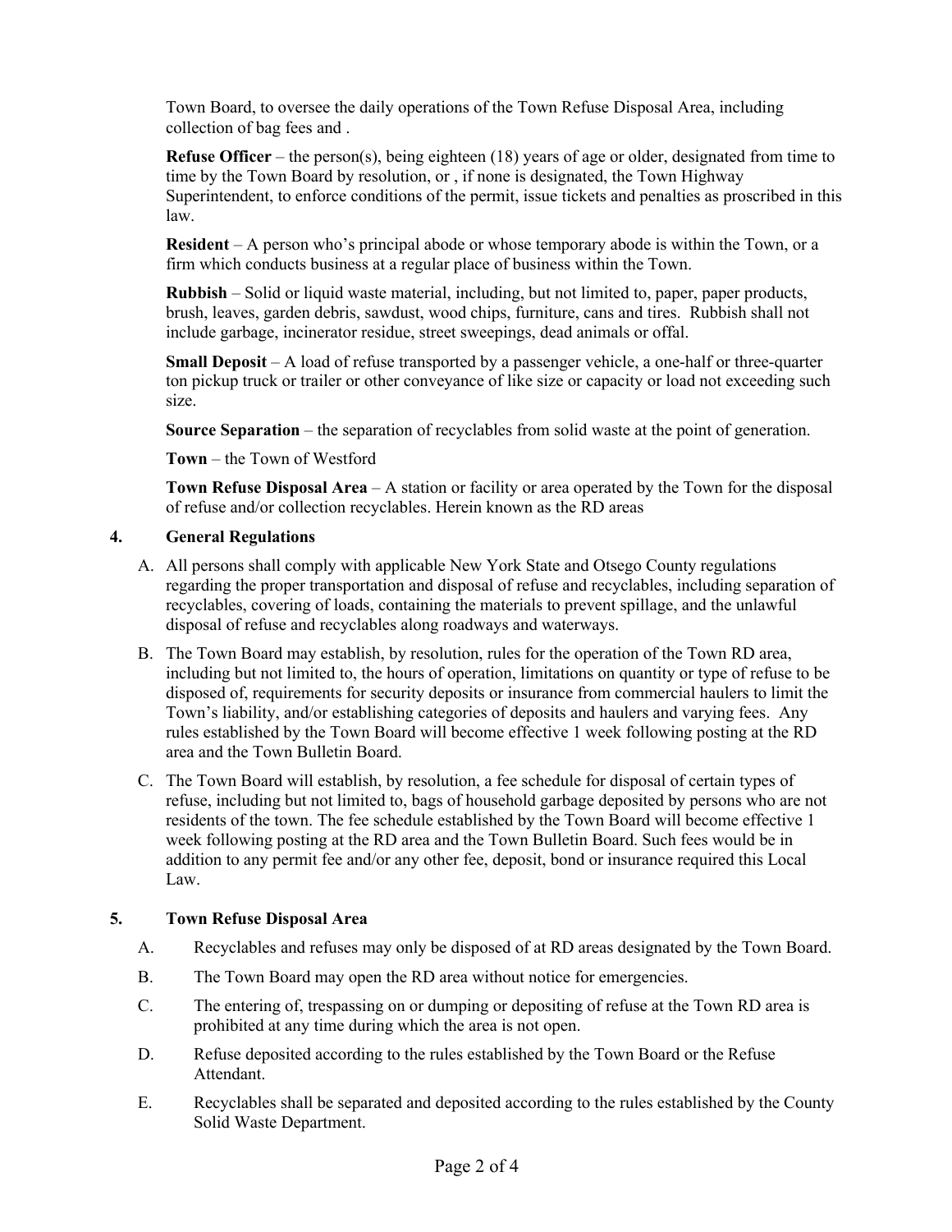Town Board, to oversee the daily operations of the Town Refuse Disposal Area, including collection of bag fees and .

**Refuse Officer** – the person(s), being eighteen (18) years of age or older, designated from time to time by the Town Board by resolution, or , if none is designated, the Town Highway Superintendent, to enforce conditions of the permit, issue tickets and penalties as proscribed in this law.

**Resident** – A person who's principal abode or whose temporary abode is within the Town, or a firm which conducts business at a regular place of business within the Town.

**Rubbish** – Solid or liquid waste material, including, but not limited to, paper, paper products, brush, leaves, garden debris, sawdust, wood chips, furniture, cans and tires. Rubbish shall not include garbage, incinerator residue, street sweepings, dead animals or offal.

**Small Deposit** – A load of refuse transported by a passenger vehicle, a one-half or three-quarter ton pickup truck or trailer or other conveyance of like size or capacity or load not exceeding such size.

**Source Separation** – the separation of recyclables from solid waste at the point of generation.

**Town** – the Town of Westford

**Town Refuse Disposal Area** – A station or facility or area operated by the Town for the disposal of refuse and/or collection recyclables. Herein known as the RD areas

## 4. General Regulations

A. All persons shall comply with applicable New York State and Otsego County regulations regarding the proper transportation and disposal of refuse and recyclables, including separation of recyclables, covering of loads, containing the materials to prevent spillage, and the unlawful disposal of refuse and recyclables along roadways and waterways.

B. The Town Board may establish, by resolution, rules for the operation of the Town RD area, including but not limited to, the hours of operation, limitations on quantity or type of refuse to be disposed of, requirements for security deposits or insurance from commercial haulers to limit the Town's liability, and/or establishing categories of deposits and haulers and varying fees. Any rules established by the Town Board will become effective 1 week following posting at the RD area and the Town Bulletin Board.

C. The Town Board will establish, by resolution, a fee schedule for disposal of certain types of refuse, including but not limited to, bags of household garbage deposited by persons who are not residents of the town. The fee schedule established by the Town Board will become effective 1 week following posting at the RD area and the Town Bulletin Board. Such fees would be in addition to any permit fee and/or any other fee, deposit, bond or insurance required this Local Law.

## 5. Town Refuse Disposal Area

A. Recyclables and refuses may only be disposed of at RD areas designated by the Town Board.

B. The Town Board may open the RD area without notice for emergencies.

C. The entering of, trespassing on or dumping or depositing of refuse at the Town RD area is prohibited at any time during which the area is not open.

D. Refuse deposited according to the rules established by the Town Board or the Refuse Attendant.

E. Recyclables shall be separated and deposited according to the rules established by the County Solid Waste Department.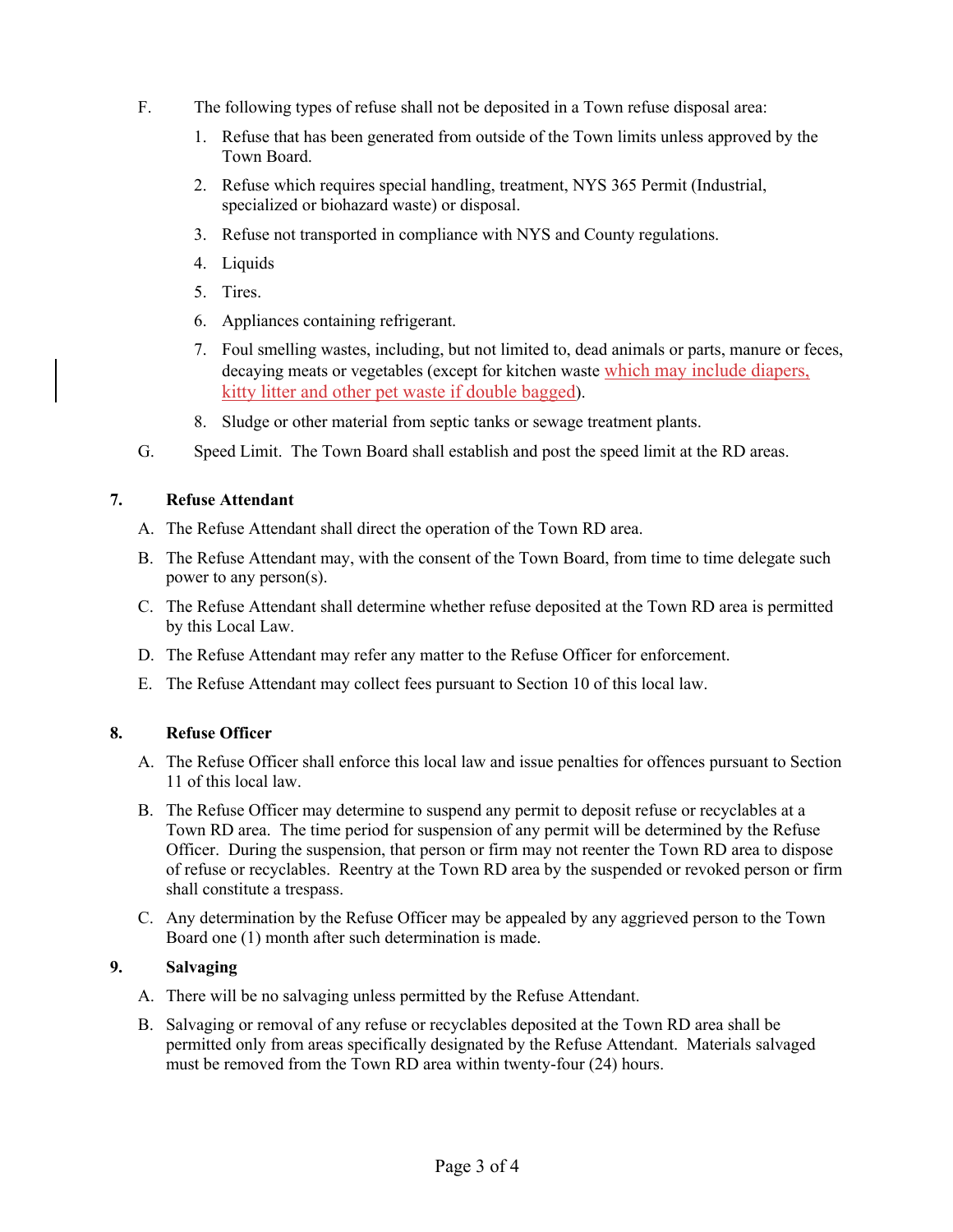F. The following types of refuse shall not be deposited in a Town refuse disposal area:

1. Refuse that has been generated from outside of the Town limits unless approved by the Town Board.
2. Refuse which requires special handling, treatment, NYS 365 Permit (Industrial, specialized or biohazard waste) or disposal.
3. Refuse not transported in compliance with NYS and County regulations.
4. Liquids
5. Tires.
6. Appliances containing refrigerant.
7. Foul smelling wastes, including, but not limited to, dead animals or parts, manure or feces, decaying meats or vegetables (except for kitchen waste which may include diapers, kitty litter and other pet waste if double bagged).
8. Sludge or other material from septic tanks or sewage treatment plants.

G. Speed Limit. The Town Board shall establish and post the speed limit at the RD areas.

**7. Refuse Attendant**

A. The Refuse Attendant shall direct the operation of the Town RD area.

B. The Refuse Attendant may, with the consent of the Town Board, from time to time delegate such power to any person(s).

C. The Refuse Attendant shall determine whether refuse deposited at the Town RD area is permitted by this Local Law.

D. The Refuse Attendant may refer any matter to the Refuse Officer for enforcement.

E. The Refuse Attendant may collect fees pursuant to Section 10 of this local law.

**8. Refuse Officer**

A. The Refuse Officer shall enforce this local law and issue penalties for offences pursuant to Section 11 of this local law.

B. The Refuse Officer may determine to suspend any permit to deposit refuse or recyclables at a Town RD area. The time period for suspension of any permit will be determined by the Refuse Officer. During the suspension, that person or firm may not reenter the Town RD area to dispose of refuse or recyclables. Reentry at the Town RD area by the suspended or revoked person or firm shall constitute a trespass.

C. Any determination by the Refuse Officer may be appealed by any aggrieved person to the Town Board one (1) month after such determination is made.

**9. Salvaging**

A. There will be no salvaging unless permitted by the Refuse Attendant.

B. Salvaging or removal of any refuse or recyclables deposited at the Town RD area shall be permitted only from areas specifically designated by the Refuse Attendant. Materials salvaged must be removed from the Town RD area within twenty-four (24) hours.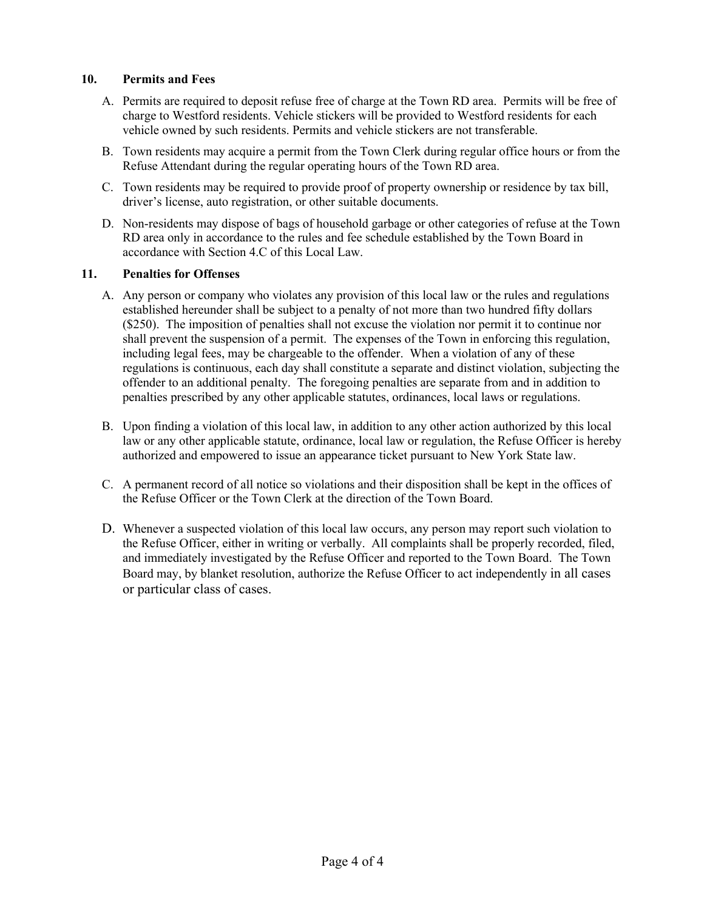## 10. Permits and Fees

A. Permits are required to deposit refuse free of charge at the Town RD area. Permits will be free of charge to Westford residents. Vehicle stickers will be provided to Westford residents for each vehicle owned by such residents. Permits and vehicle stickers are not transferable.

B. Town residents may acquire a permit from the Town Clerk during regular office hours or from the Refuse Attendant during the regular operating hours of the Town RD area.

C. Town residents may be required to provide proof of property ownership or residence by tax bill, driver's license, auto registration, or other suitable documents.

D. Non-residents may dispose of bags of household garbage or other categories of refuse at the Town RD area only in accordance to the rules and fee schedule established by the Town Board in accordance with Section 4.C of this Local Law.

## 11. Penalties for Offenses

A. Any person or company who violates any provision of this local law or the rules and regulations established hereunder shall be subject to a penalty of not more than two hundred fifty dollars ($250). The imposition of penalties shall not excuse the violation nor permit it to continue nor shall prevent the suspension of a permit. The expenses of the Town in enforcing this regulation, including legal fees, may be chargeable to the offender. When a violation of any of these regulations is continuous, each day shall constitute a separate and distinct violation, subjecting the offender to an additional penalty. The foregoing penalties are separate from and in addition to penalties prescribed by any other applicable statutes, ordinances, local laws or regulations.

B. Upon finding a violation of this local law, in addition to any other action authorized by this local law or any other applicable statute, ordinance, local law or regulation, the Refuse Officer is hereby authorized and empowered to issue an appearance ticket pursuant to New York State law.

C. A permanent record of all notice so violations and their disposition shall be kept in the offices of the Refuse Officer or the Town Clerk at the direction of the Town Board.

D. Whenever a suspected violation of this local law occurs, any person may report such violation to the Refuse Officer, either in writing or verbally. All complaints shall be properly recorded, filed, and immediately investigated by the Refuse Officer and reported to the Town Board. The Town Board may, by blanket resolution, authorize the Refuse Officer to act independently in all cases or particular class of cases.